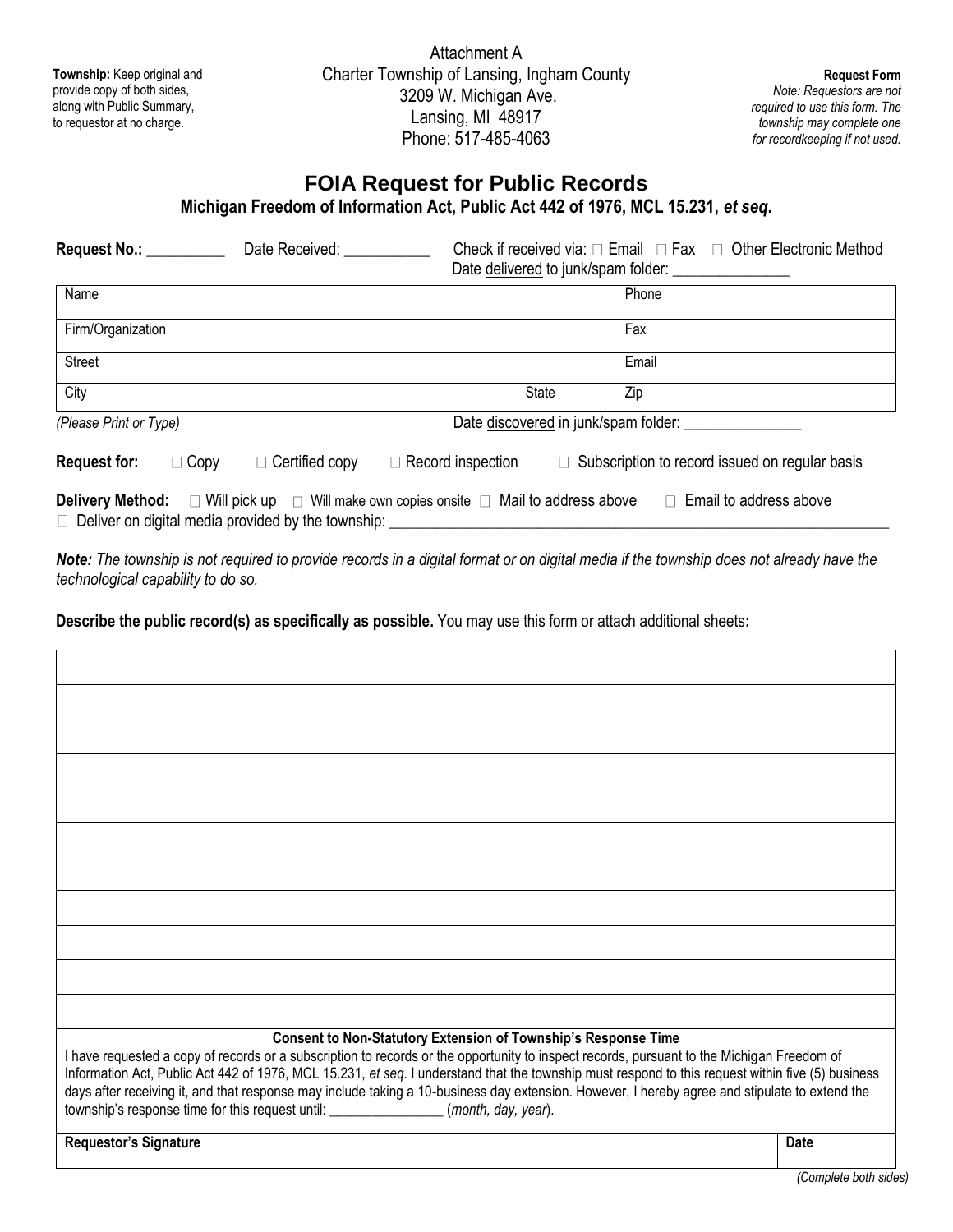**Township:** Keep original and provide copy of both sides, along with Public Summary, to requestor at no charge.

Attachment A
Charter Township of Lansing, Ingham County
3209 W. Michigan Ave.
Lansing, MI 48917
Phone: 517-485-4063

**Request Form**
*Note: Requestors are not required to use this form. The township may complete one for recordkeeping if not used.*

# FOIA Request for Public Records

**Michigan Freedom of Information Act, Public Act 442 of 1976, MCL 15.231, *et seq.***

**Request No.:** __________ Date Received: ___________ Check if received via: ☐ Email ☐ Fax ☐ Other Electronic Method
Date delivered to junk/spam folder: _______________

| | | | |
|---|---|---|---|
| Name | | Phone | |
| Firm/Organization | | Fax | |
| Street | | Email | |
| City | State | Zip | |

*(Please Print or Type)* Date discovered in junk/spam folder: _______________

**Request for:** ☐ Copy ☐ Certified copy ☐ Record inspection ☐ Subscription to record issued on regular basis

**Delivery Method:** ☐ Will pick up ☐ Will make own copies onsite ☐ Mail to address above ☐ Email to address above
☐ Deliver on digital media provided by the township: ____________________________________________

***Note:*** *The township is not required to provide records in a digital format or on digital media if the township does not already have the technological capability to do so.*

**Describe the public record(s) as specifically as possible.** You may use this form or attach additional sheets**:**

| |
|---|
| |
| |
| |
| |
| |
| |
| |
| |
| |
| |
| |

**Consent to Non-Statutory Extension of Township's Response Time**

I have requested a copy of records or a subscription to records or the opportunity to inspect records, pursuant to the Michigan Freedom of Information Act, Public Act 442 of 1976, MCL 15.231, *et seq*. I understand that the township must respond to this request within five (5) business days after receiving it, and that response may include taking a 10-business day extension. However, I hereby agree and stipulate to extend the township's response time for this request until: _______________ (*month, day, year*).

| **Requestor's Signature** | **Date** |
|---|---|
| | |

*(Complete both sides)*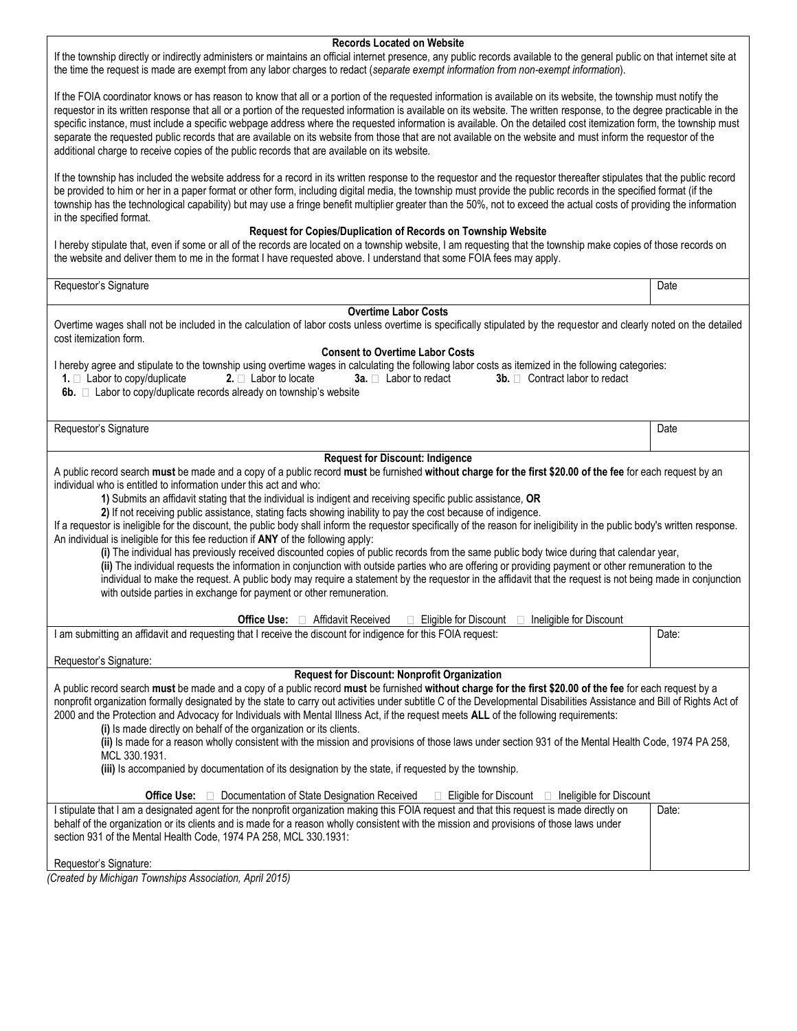**Records Located on Website**

If the township directly or indirectly administers or maintains an official internet presence, any public records available to the general public on that internet site at the time the request is made are exempt from any labor charges to redact (*separate exempt information from non-exempt information*).

If the FOIA coordinator knows or has reason to know that all or a portion of the requested information is available on its website, the township must notify the requestor in its written response that all or a portion of the requested information is available on its website. The written response, to the degree practicable in the specific instance, must include a specific webpage address where the requested information is available. On the detailed cost itemization form, the township must separate the requested public records that are available on its website from those that are not available on the website and must inform the requestor of the additional charge to receive copies of the public records that are available on its website.

If the township has included the website address for a record in its written response to the requestor and the requestor thereafter stipulates that the public record be provided to him or her in a paper format or other form, including digital media, the township must provide the public records in the specified format (if the township has the technological capability) but may use a fringe benefit multiplier greater than the 50%, not to exceed the actual costs of providing the information in the specified format.

**Request for Copies/Duplication of Records on Township Website**

I hereby stipulate that, even if some or all of the records are located on a township website, I am requesting that the township make copies of those records on the website and deliver them to me in the format I have requested above. I understand that some FOIA fees may apply.

| | |
|---|---|
| Requestor's Signature | Date |

**Overtime Labor Costs**

Overtime wages shall not be included in the calculation of labor costs unless overtime is specifically stipulated by the requestor and clearly noted on the detailed cost itemization form.

**Consent to Overtime Labor Costs**

I hereby agree and stipulate to the township using overtime wages in calculating the following labor costs as itemized in the following categories:

**1.** ☐ Labor to copy/duplicate **2.** ☐ Labor to locate **3a.** ☐ Labor to redact **3b.** ☐ Contract labor to redact

**6b.** ☐ Labor to copy/duplicate records already on township's website

| | |
|---|---|
| Requestor's Signature | Date |

**Request for Discount: Indigence**

A public record search **must** be made and a copy of a public record **must** be furnished **without charge for the first $20.00 of the fee** for each request by an individual who is entitled to information under this act and who:

**1)** Submits an affidavit stating that the individual is indigent and receiving specific public assistance, **OR**

**2)** If not receiving public assistance, stating facts showing inability to pay the cost because of indigence.

If a requestor is ineligible for the discount, the public body shall inform the requestor specifically of the reason for ineligibility in the public body's written response. An individual is ineligible for this fee reduction if **ANY** of the following apply:

**(i)** The individual has previously received discounted copies of public records from the same public body twice during that calendar year,

**(ii)** The individual requests the information in conjunction with outside parties who are offering or providing payment or other remuneration to the individual to make the request. A public body may require a statement by the requestor in the affidavit that the request is not being made in conjunction with outside parties in exchange for payment or other remuneration.

**Office Use:** ☐ Affidavit Received ☐ Eligible for Discount ☐ Ineligible for Discount

| | |
|---|---|
| I am submitting an affidavit and requesting that I receive the discount for indigence for this FOIA request:<br><br>Requestor's Signature: | Date: |

**Request for Discount: Nonprofit Organization**

A public record search **must** be made and a copy of a public record **must** be furnished **without charge for the first $20.00 of the fee** for each request by a nonprofit organization formally designated by the state to carry out activities under subtitle C of the Developmental Disabilities Assistance and Bill of Rights Act of 2000 and the Protection and Advocacy for Individuals with Mental Illness Act, if the request meets **ALL** of the following requirements:

**(i)** Is made directly on behalf of the organization or its clients.

**(ii)** Is made for a reason wholly consistent with the mission and provisions of those laws under section 931 of the Mental Health Code, 1974 PA 258, MCL 330.1931.

**(iii)** Is accompanied by documentation of its designation by the state, if requested by the township.

**Office Use:** ☐ Documentation of State Designation Received ☐ Eligible for Discount ☐ Ineligible for Discount

| | |
|---|---|
| I stipulate that I am a designated agent for the nonprofit organization making this FOIA request and that this request is made directly on behalf of the organization or its clients and is made for a reason wholly consistent with the mission and provisions of those laws under section 931 of the Mental Health Code, 1974 PA 258, MCL 330.1931:<br><br>Requestor's Signature: | Date: |

*(Created by Michigan Townships Association, April 2015)*